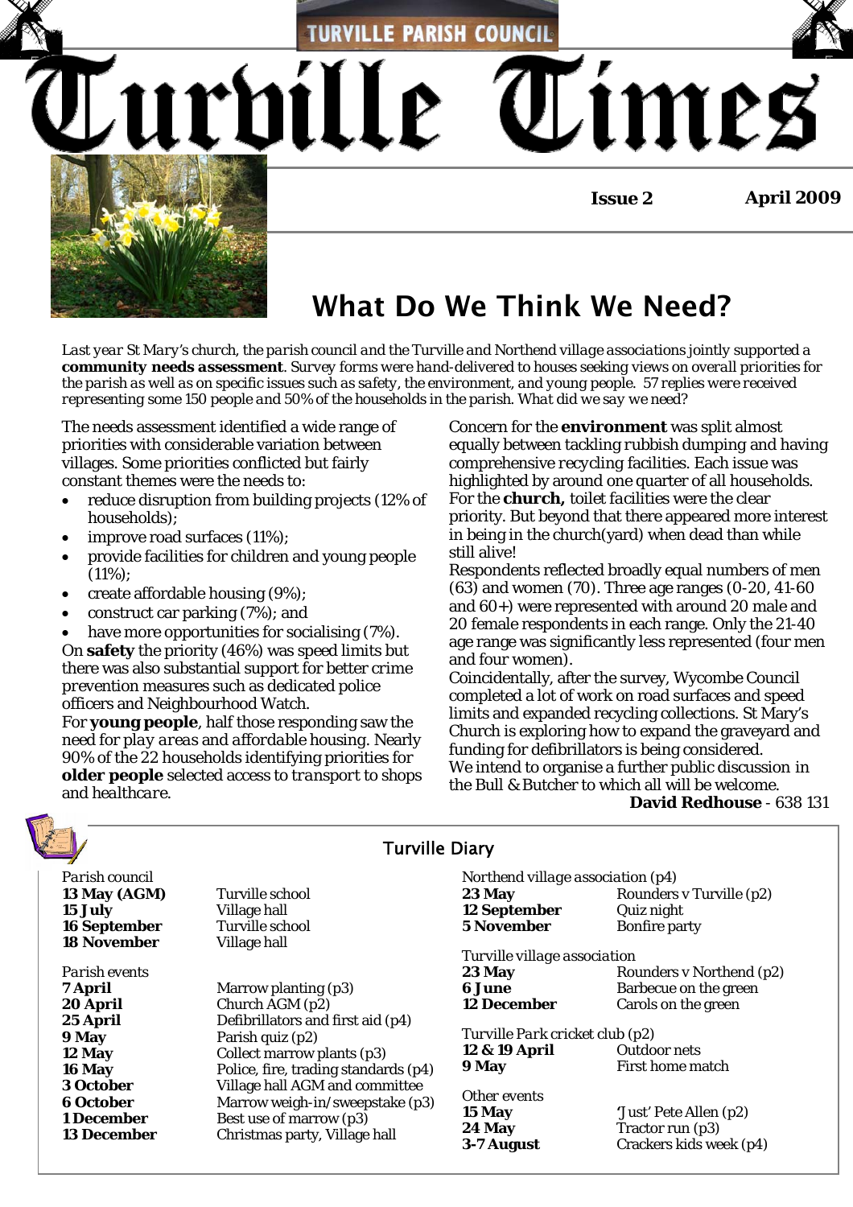TURVILLE PARISH COUNCIL

# Turville Times

**Issue 2** **April 2009**

## What Do We Think We Need?

*Last year St Mary's church, the parish council and the Turville and Northend village associations jointly supported a* ***community needs assessment****. Survey forms were hand-delivered to houses seeking views on overall priorities for the parish as well as on specific issues such as safety, the environment, and young people. 57 replies were received representing some 150 people and 50% of the households in the parish. What did we say we need?*

The needs assessment identified a wide range of priorities with considerable variation between villages. Some priorities conflicted but fairly constant themes were the needs to:

- reduce disruption from building projects (12% of households);
- improve road surfaces (11%);
- provide facilities for children and young people (11%);
- create affordable housing (9%);
- construct car parking (7%); and
- have more opportunities for socialising (7%).

On **safety** the priority (46%) was speed limits but there was also substantial support for better crime prevention measures such as dedicated police officers and Neighbourhood Watch.

For **young people**, half those responding saw the need for *play areas* and *affordable housing*. Nearly 90% of the 22 households identifying priorities for **older people** selected access to *transport* to shops and *healthcare*.

Concern for the **environment** was split almost equally between tackling rubbish dumping and having comprehensive recycling facilities. Each issue was highlighted by around one quarter of all households.

For the **church,** toilet facilities were the clear priority. But beyond that there appeared more interest in being in the church(yard) when dead than while still alive!

Respondents reflected broadly equal numbers of men (63) and women (70). Three age ranges (0-20, 41-60 and 60+) were represented with around 20 male and 20 female respondents in each range. Only the 21-40 age range was significantly less represented (four men and four women).

Coincidentally, after the survey, Wycombe Council completed a lot of work on road surfaces and speed limits and expanded recycling collections. St Mary's Church is exploring how to expand the graveyard and funding for defibrillators is being considered.

We intend to organise a further public discussion in the Bull & Butcher to which all will be welcome.

**David Redhouse** - 638 131

## Turville Diary

*Parish council*

| | |
|---|---|
| **13 May (AGM)** | Turville school |
| **15 July** | Village hall |
| **16 September** | Turville school |
| **18 November** | Village hall |

*Parish events*

| | |
|---|---|
| **7 April** | Marrow planting (p3) |
| **20 April** | Church AGM (p2) |
| **25 April** | Defibrillators and first aid (p4) |
| **9 May** | Parish quiz (p2) |
| **12 May** | Collect marrow plants (p3) |
| **16 May** | Police, fire, trading standards (p4) |
| **3 October** | Village hall AGM and committee |
| **6 October** | Marrow weigh-in/sweepstake (p3) |
| **1 December** | Best use of marrow (p3) |
| **13 December** | Christmas party, Village hall |

*Northend village association (p4)*

| | |
|---|---|
| **23 May** | Rounders v Turville (p2) |
| **12 September** | Quiz night |
| **5 November** | Bonfire party |

*Turville village association*

| | |
|---|---|
| **23 May** | Rounders v Northend (p2) |
| **6 June** | Barbecue on the green |
| **12 December** | Carols on the green |

*Turville Park cricket club (p2)*

| | |
|---|---|
| **12 & 19 April** | Outdoor nets |
| **9 May** | First home match |

*Other events*

| | |
|---|---|
| **15 May** | 'Just' Pete Allen (p2) |
| **24 May** | Tractor run (p3) |
| **3-7 August** | Crackers kids week (p4) |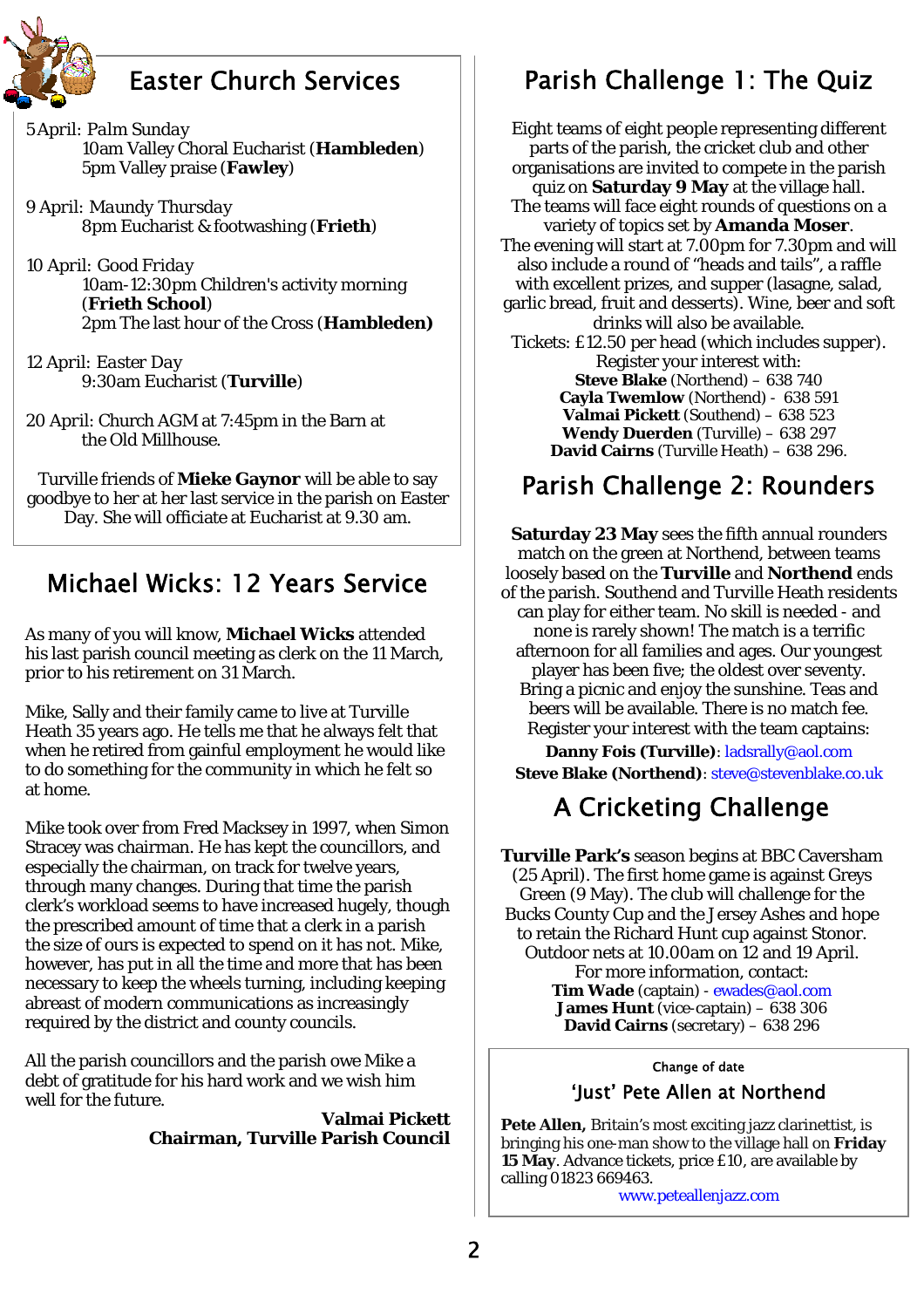## Easter Church Services

5 April: *Palm Sunday*
10am Valley Choral Eucharist (**Hambleden**)
5pm Valley praise (**Fawley**)

9 April: *Maundy Thursday*
8pm Eucharist & footwashing (**Frieth**)

10 April: Good Friday
10am-12:30pm Children's activity morning (**Frieth School**)
2pm The last hour of the Cross (**Hambleden)**

12 April: *Easter Day*
9:30am Eucharist (**Turville**)

20 April: Church AGM at 7:45pm in the Barn at the Old Millhouse.

Turville friends of **Mieke Gaynor** will be able to say goodbye to her at her last service in the parish on Easter Day. She will officiate at Eucharist at 9.30 am.

## Michael Wicks: 12 Years Service

As many of you will know, **Michael Wicks** attended his last parish council meeting as clerk on the 11 March, prior to his retirement on 31 March.

Mike, Sally and their family came to live at Turville Heath 35 years ago. He tells me that he always felt that when he retired from gainful employment he would like to do something for the community in which he felt so at home.

Mike took over from Fred Macksey in 1997, when Simon Stracey was chairman. He has kept the councillors, and especially the chairman, on track for twelve years, through many changes. During that time the parish clerk's workload seems to have increased hugely, though the prescribed amount of time that a clerk in a parish the size of ours is expected to spend on it has not. Mike, however, has put in all the time and more that has been necessary to keep the wheels turning, including keeping abreast of modern communications as increasingly required by the district and county councils.

All the parish councillors and the parish owe Mike a debt of gratitude for his hard work and we wish him well for the future.

**Valmai Pickett**
**Chairman, Turville Parish Council**

## Parish Challenge 1: The Quiz

Eight teams of eight people representing different parts of the parish, the cricket club and other organisations are invited to compete in the parish quiz on **Saturday 9 May** at the village hall. The teams will face eight rounds of questions on a variety of topics set by **Amanda Moser**.
The evening will start at 7.00pm for 7.30pm and will also include a round of "heads and tails", a raffle with excellent prizes, and supper (lasagne, salad, garlic bread, fruit and desserts). Wine, beer and soft drinks will also be available.
Tickets: £12.50 per head (which includes supper).
Register your interest with:
**Steve Blake** (Northend) – 638 740
**Cayla Twemlow** (Northend) - 638 591
**Valmai Pickett** (Southend) – 638 523
**Wendy Duerden** (Turville) – 638 297
**David Cairns** (Turville Heath) – 638 296.

## Parish Challenge 2: Rounders

**Saturday 23 May** sees the fifth annual rounders match on the green at Northend, between teams loosely based on the **Turville** and **Northend** ends of the parish. Southend and Turville Heath residents can play for either team. No skill is needed - and none is rarely shown! The match is a terrific afternoon for all families and ages. Our youngest player has been five; the oldest over seventy. Bring a picnic and enjoy the sunshine. Teas and beers will be available. There is no match fee.
Register your interest with the team captains:
**Danny Fois (Turville)**: ladsrally@aol.com
**Steve Blake (Northend)**: steve@stevenblake.co.uk

## A Cricketing Challenge

**Turville Park's** season begins at BBC Caversham (25 April). The first home game is against Greys Green (9 May). The club will challenge for the Bucks County Cup and the Jersey Ashes and hope to retain the Richard Hunt cup against Stonor. Outdoor nets at 10.00am on 12 and 19 April.
For more information, contact:
**Tim Wade** (captain) - ewades@aol.com
**James Hunt** (vice-captain) – 638 306
**David Cairns** (secretary) – 638 296

Change of date

### 'Just' Pete Allen at Northend

**Pete Allen,** Britain's most exciting jazz clarinettist, is bringing his one-man show to the village hall on **Friday 15 May**. Advance tickets, price £10, are available by calling 01823 669463.
www.peteallenjazz.com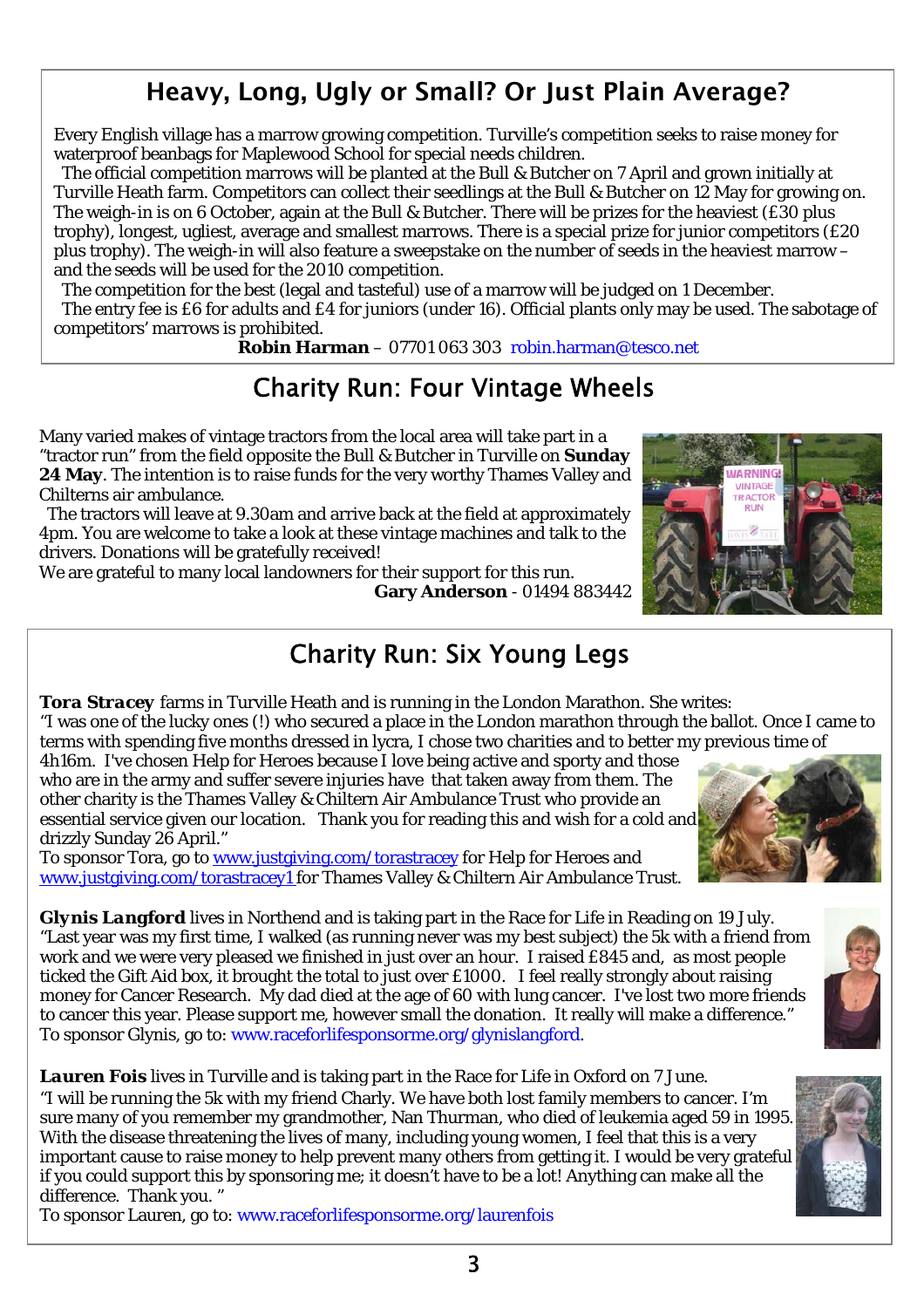## Heavy, Long, Ugly or Small? Or Just Plain Average?

Every English village has a marrow growing competition. Turville's competition seeks to raise money for waterproof beanbags for Maplewood School for special needs children.

The official competition marrows will be planted at the Bull & Butcher on 7 April and grown initially at Turville Heath farm. Competitors can collect their seedlings at the Bull & Butcher on 12 May for growing on. The weigh-in is on 6 October, again at the Bull & Butcher. There will be prizes for the heaviest (£30 plus trophy), longest, ugliest, average and smallest marrows. There is a special prize for junior competitors (£20 plus trophy). The weigh-in will also feature a sweepstake on the number of seeds in the heaviest marrow – and the seeds will be used for the 2010 competition.

The competition for the best (legal and tasteful) use of a marrow will be judged on 1 December.

The entry fee is £6 for adults and £4 for juniors (under 16). Official plants only may be used. The sabotage of competitors' marrows is prohibited.

**Robin Harman** – 07701 063 303 robin.harman@tesco.net

## Charity Run: Four Vintage Wheels

Many varied makes of vintage tractors from the local area will take part in a "tractor run" from the field opposite the Bull & Butcher in Turville on **Sunday 24 May**. The intention is to raise funds for the very worthy Thames Valley and Chilterns air ambulance.

The tractors will leave at 9.30am and arrive back at the field at approximately 4pm. You are welcome to take a look at these vintage machines and talk to the drivers. Donations will be gratefully received!

We are grateful to many local landowners for their support for this run.

**Gary Anderson** - 01494 883442

## Charity Run: Six Young Legs

***Tora Stracey*** farms in Turville Heath and is running in the London Marathon. She writes:

"I was one of the lucky ones (!) who secured a place in the London marathon through the ballot. Once I came to terms with spending five months dressed in lycra, I chose two charities and to better my previous time of 4h16m. I've chosen Help for Heroes because I love being active and sporty and those who are in the army and suffer severe injuries have that taken away from them. The other charity is the Thames Valley & Chiltern Air Ambulance Trust who provide an essential service given our location. Thank you for reading this and wish for a cold and drizzly Sunday 26 April."

To sponsor Tora, go to www.justgiving.com/torastracey for Help for Heroes and www.justgiving.com/torastracey1 for Thames Valley & Chiltern Air Ambulance Trust.

***Glynis Langford*** lives in Northend and is taking part in the Race for Life in Reading on 19 July.

"Last year was my first time, I walked (as running never was my best subject) the 5k with a friend from work and we were very pleased we finished in just over an hour. I raised £845 and, as most people ticked the Gift Aid box, it brought the total to just over £1000. I feel really strongly about raising money for Cancer Research. My dad died at the age of 60 with lung cancer. I've lost two more friends to cancer this year. Please support me, however small the donation. It really will make a difference."

To sponsor Glynis, go to: www.raceforlifesponsorme.org/glynislangford.

***Lauren Fois*** lives in Turville and is taking part in the Race for Life in Oxford on 7 June.

"I will be running the 5k with my friend Charly. We have both lost family members to cancer. I'm sure many of you remember my grandmother, Nan Thurman, who died of leukemia aged 59 in 1995. With the disease threatening the lives of many, including young women, I feel that this is a very important cause to raise money to help prevent many others from getting it. I would be very grateful if you could support this by sponsoring me; it doesn't have to be a lot! Anything can make all the difference. Thank you. "

To sponsor Lauren, go to: www.raceforlifesponsorme.org/laurenfois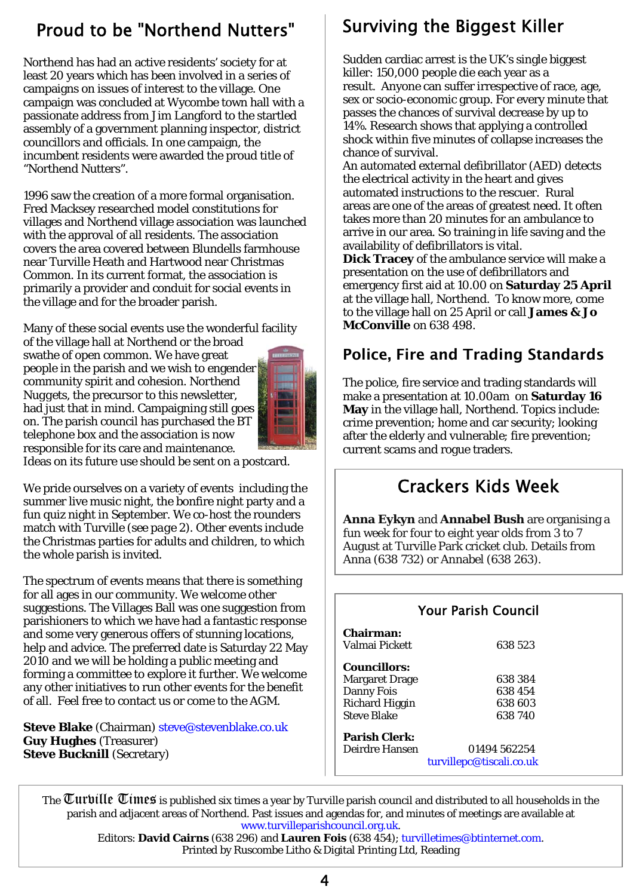# Proud to be "Northend Nutters"

Northend has had an active residents' society for at least 20 years which has been involved in a series of campaigns on issues of interest to the village. One campaign was concluded at Wycombe town hall with a passionate address from Jim Langford to the startled assembly of a government planning inspector, district councillors and officials. In one campaign, the incumbent residents were awarded the proud title of "Northend Nutters".

1996 saw the creation of a more formal organisation. Fred Macksey researched model constitutions for villages and Northend village association was launched with the approval of all residents. The association covers the area covered between Blundells farmhouse near Turville Heath and Hartwood near Christmas Common. In its current format, the association is primarily a provider and conduit for social events in the village and for the broader parish.

Many of these social events use the wonderful facility of the village hall at Northend or the broad swathe of open common. We have great people in the parish and we wish to engender community spirit and cohesion. Northend Nuggets, the precursor to this newsletter, had just that in mind. Campaigning still goes on. The parish council has purchased the BT telephone box and the association is now responsible for its care and maintenance. Ideas on its future use should be sent on a postcard.

We pride ourselves on a variety of events including the summer live music night, the bonfire night party and a fun quiz night in September. We co-host the rounders match with Turville (see page 2). Other events include the Christmas parties for adults and children, to which the whole parish is invited.

The spectrum of events means that there is something for all ages in our community. We welcome other suggestions. The Villages Ball was one suggestion from parishioners to which we have had a fantastic response and some very generous offers of stunning locations, help and advice. The preferred date is Saturday 22 May 2010 and we will be holding a public meeting and forming a committee to explore it further. We welcome any other initiatives to run other events for the benefit of all. Feel free to contact us or come to the AGM.

**Steve Blake** (Chairman) steve@stevenblake.co.uk
**Guy Hughes** (Treasurer)
**Steve Bucknill** (Secretary)

# Surviving the Biggest Killer

Sudden cardiac arrest is the UK's single biggest killer: 150,000 people die each year as a result. Anyone can suffer irrespective of race, age, sex or socio-economic group. For every minute that passes the chances of survival decrease by up to 14%. Research shows that applying a controlled shock within five minutes of collapse increases the chance of survival.

An automated external defibrillator (AED) detects the electrical activity in the heart and gives automated instructions to the rescuer. Rural areas are one of the areas of greatest need. It often takes more than 20 minutes for an ambulance to arrive in our area. So training in life saving and the availability of defibrillators is vital.

**Dick Tracey** of the ambulance service will make a presentation on the use of defibrillators and emergency first aid at 10.00 on **Saturday 25 April** at the village hall, Northend. To know more, come to the village hall on 25 April or call **James & Jo McConville** on 638 498.

## Police, Fire and Trading Standards

The police, fire service and trading standards will make a presentation at 10.00am on **Saturday 16 May** in the village hall, Northend. Topics include: crime prevention; home and car security; looking after the elderly and vulnerable; fire prevention; current scams and rogue traders.

# Crackers Kids Week

**Anna Eykyn** and **Annabel Bush** are organising a fun week for four to eight year olds from 3 to 7 August at Turville Park cricket club. Details from Anna (638 732) or Annabel (638 263).

## Your Parish Council

**Chairman:**
Valmai Pickett 638 523

**Councillors:**
Margaret Drage 638 384
Danny Fois 638 454
Richard Higgin 638 603
Steve Blake 638 740

**Parish Clerk:**
Deirdre Hansen 01494 562254
turvillepc@tiscali.co.uk

The Turville Times is published six times a year by Turville parish council and distributed to all households in the parish and adjacent areas of Northend. Past issues and agendas for, and minutes of meetings are available at www.turvilleparishcouncil.org.uk.
Editors: **David Cairns** (638 296) and **Lauren Fois** (638 454); turvilletimes@btinternet.com.
Printed by Ruscombe Litho & Digital Printing Ltd, Reading